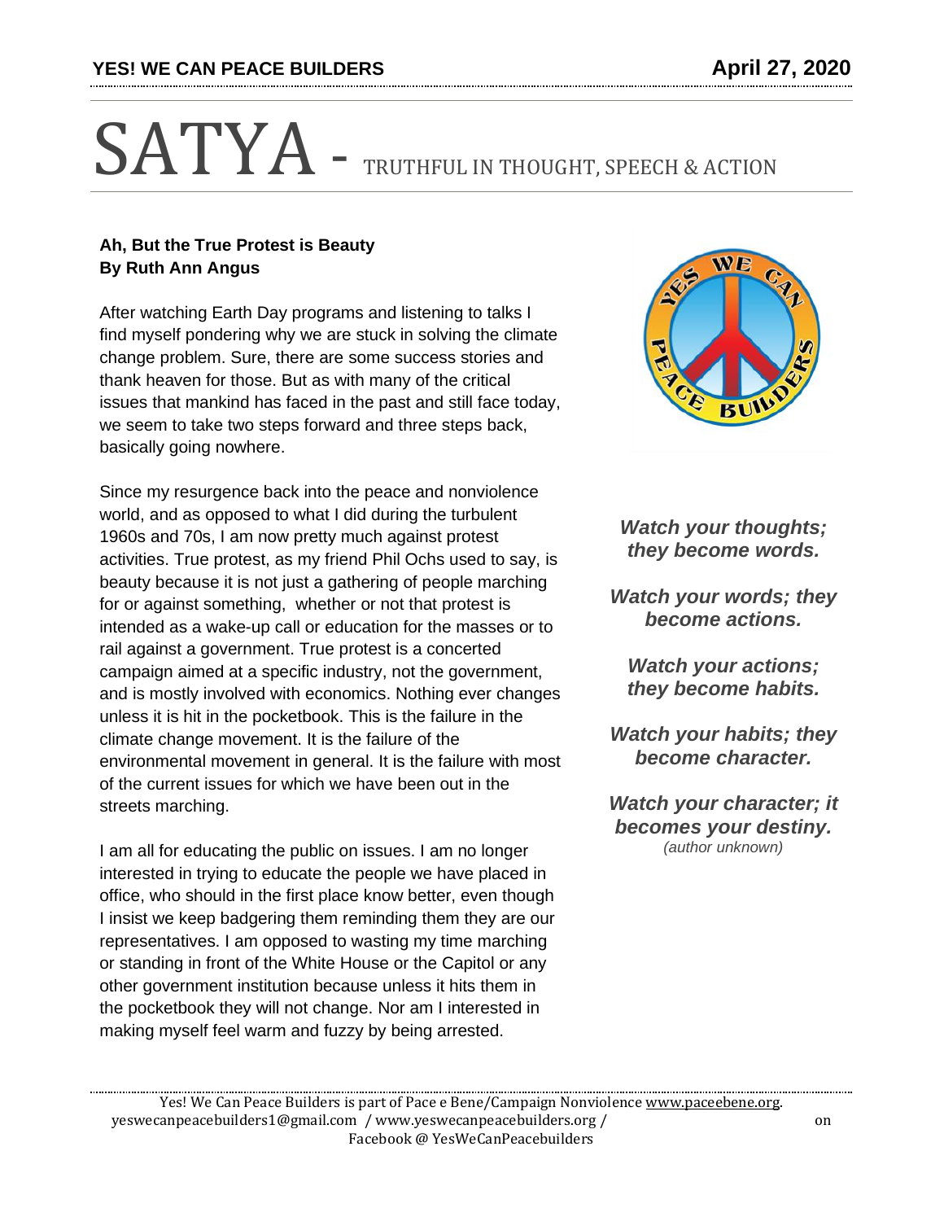# SATYA - TRUTHFUL IN THOUGHT, SPEECH & ACTION

**Ah, But the True Protest is Beauty**
**By Ruth Ann Angus**

After watching Earth Day programs and listening to talks I find myself pondering why we are stuck in solving the climate change problem. Sure, there are some success stories and thank heaven for those. But as with many of the critical issues that mankind has faced in the past and still face today, we seem to take two steps forward and three steps back, basically going nowhere.

Since my resurgence back into the peace and nonviolence world, and as opposed to what I did during the turbulent 1960s and 70s, I am now pretty much against protest activities. True protest, as my friend Phil Ochs used to say, is beauty because it is not just a gathering of people marching for or against something, whether or not that protest is intended as a wake-up call or education for the masses or to rail against a government. True protest is a concerted campaign aimed at a specific industry, not the government, and is mostly involved with economics. Nothing ever changes unless it is hit in the pocketbook. This is the failure in the climate change movement. It is the failure of the environmental movement in general. It is the failure with most of the current issues for which we have been out in the streets marching.

I am all for educating the public on issues. I am no longer interested in trying to educate the people we have placed in office, who should in the first place know better, even though I insist we keep badgering them reminding them they are our representatives. I am opposed to wasting my time marching or standing in front of the White House or the Capitol or any other government institution because unless it hits them in the pocketbook they will not change. Nor am I interested in making myself feel warm and fuzzy by being arrested.

***Watch your thoughts; they become words.***

***Watch your words; they become actions.***

***Watch your actions; they become habits.***

***Watch your habits; they become character.***

***Watch your character; it becomes your destiny.***
*(author unknown)*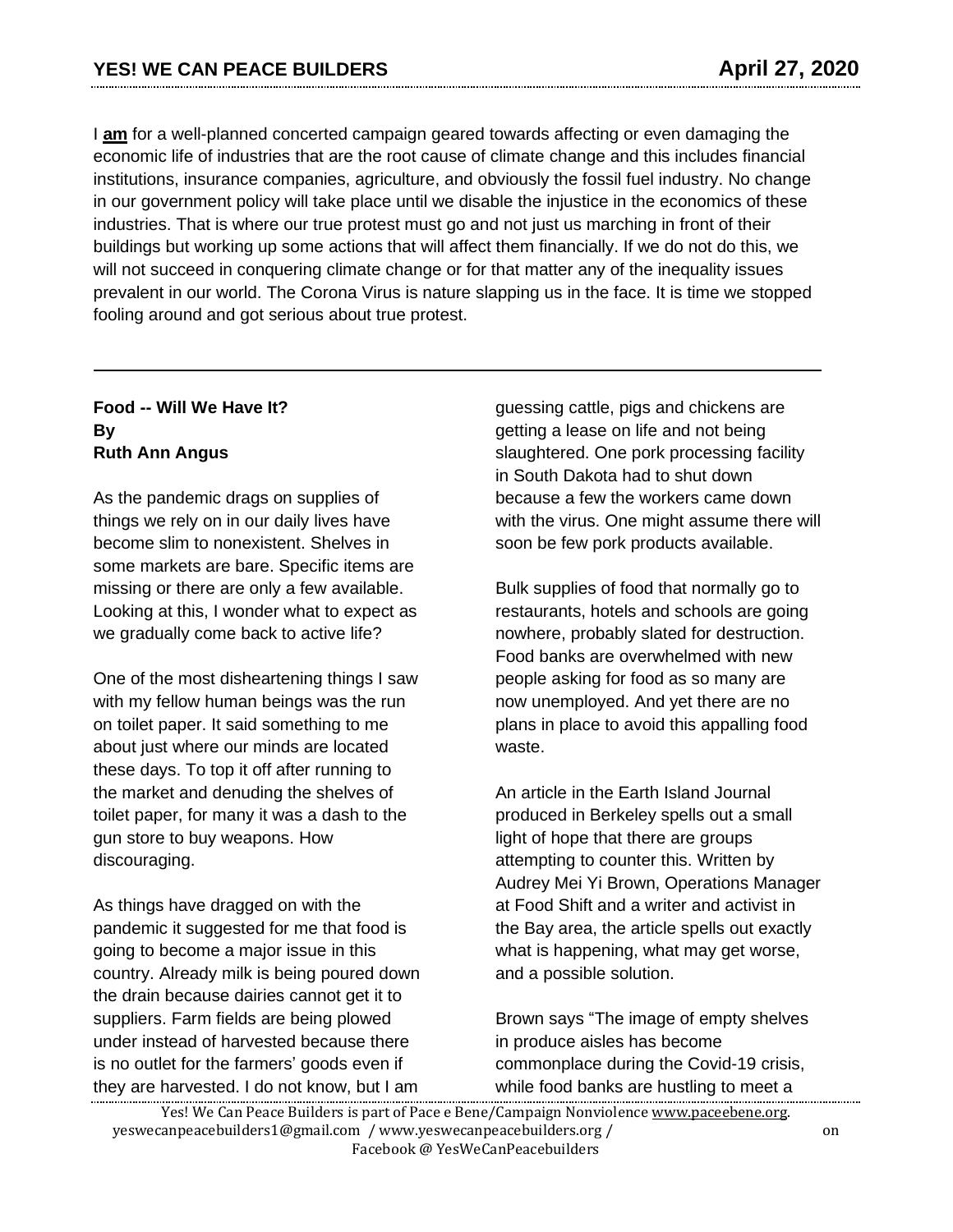I **am** for a well-planned concerted campaign geared towards affecting or even damaging the economic life of industries that are the root cause of climate change and this includes financial institutions, insurance companies, agriculture, and obviously the fossil fuel industry. No change in our government policy will take place until we disable the injustice in the economics of these industries. That is where our true protest must go and not just us marching in front of their buildings but working up some actions that will affect them financially. If we do not do this, we will not succeed in conquering climate change or for that matter any of the inequality issues prevalent in our world. The Corona Virus is nature slapping us in the face. It is time we stopped fooling around and got serious about true protest.

---

**Food -- Will We Have It?**
**By**
**Ruth Ann Angus**

As the pandemic drags on supplies of things we rely on in our daily lives have become slim to nonexistent. Shelves in some markets are bare. Specific items are missing or there are only a few available. Looking at this, I wonder what to expect as we gradually come back to active life?

One of the most disheartening things I saw with my fellow human beings was the run on toilet paper. It said something to me about just where our minds are located these days. To top it off after running to the market and denuding the shelves of toilet paper, for many it was a dash to the gun store to buy weapons. How discouraging.

As things have dragged on with the pandemic it suggested for me that food is going to become a major issue in this country. Already milk is being poured down the drain because dairies cannot get it to suppliers. Farm fields are being plowed under instead of harvested because there is no outlet for the farmers' goods even if they are harvested. I do not know, but I am guessing cattle, pigs and chickens are getting a lease on life and not being slaughtered. One pork processing facility in South Dakota had to shut down because a few the workers came down with the virus. One might assume there will soon be few pork products available.

Bulk supplies of food that normally go to restaurants, hotels and schools are going nowhere, probably slated for destruction. Food banks are overwhelmed with new people asking for food as so many are now unemployed. And yet there are no plans in place to avoid this appalling food waste.

An article in the Earth Island Journal produced in Berkeley spells out a small light of hope that there are groups attempting to counter this. Written by Audrey Mei Yi Brown, Operations Manager at Food Shift and a writer and activist in the Bay area, the article spells out exactly what is happening, what may get worse, and a possible solution.

Brown says "The image of empty shelves in produce aisles has become commonplace during the Covid-19 crisis, while food banks are hustling to meet a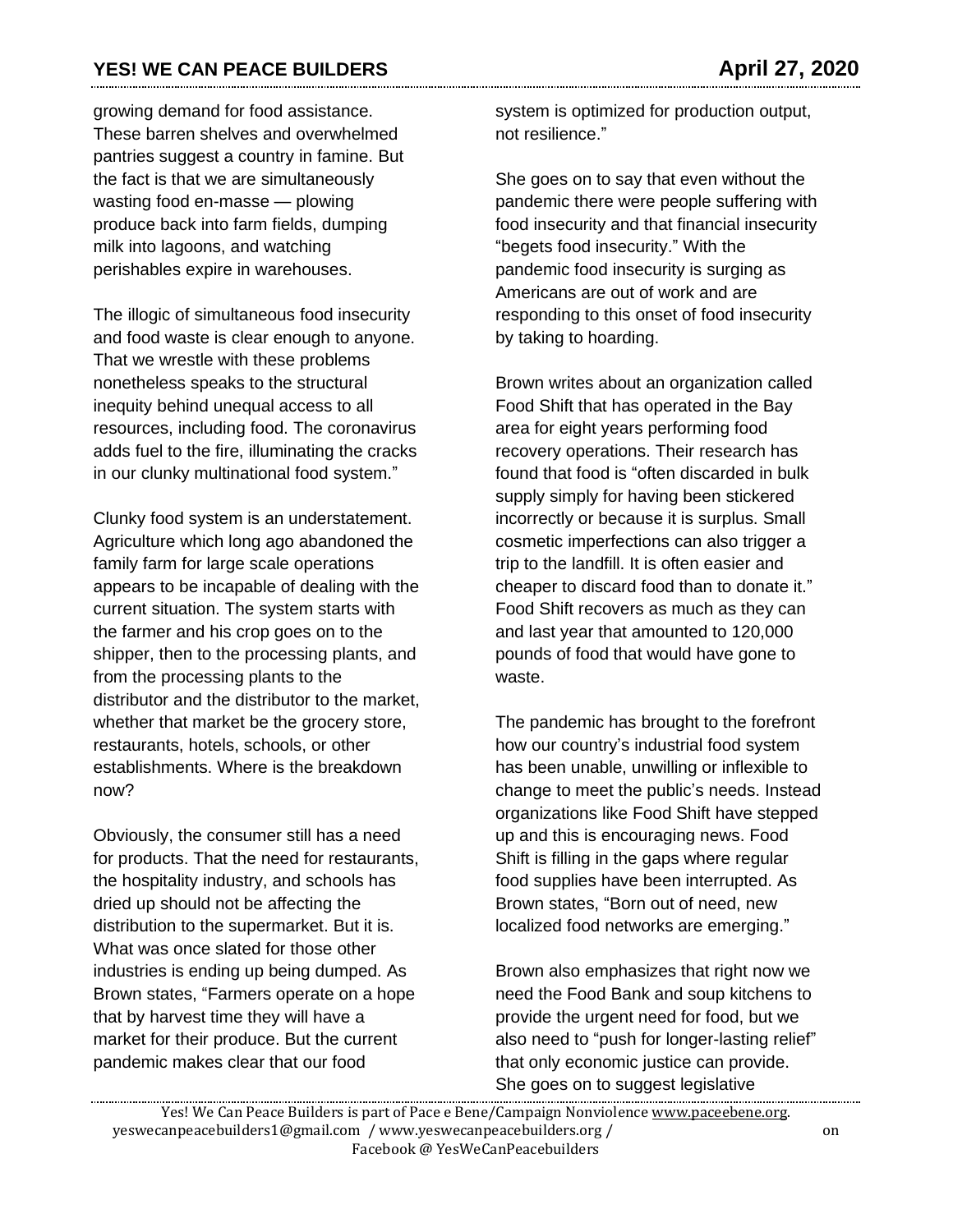growing demand for food assistance. These barren shelves and overwhelmed pantries suggest a country in famine. But the fact is that we are simultaneously wasting food en-masse — plowing produce back into farm fields, dumping milk into lagoons, and watching perishables expire in warehouses.

The illogic of simultaneous food insecurity and food waste is clear enough to anyone. That we wrestle with these problems nonetheless speaks to the structural inequity behind unequal access to all resources, including food. The coronavirus adds fuel to the fire, illuminating the cracks in our clunky multinational food system."

Clunky food system is an understatement. Agriculture which long ago abandoned the family farm for large scale operations appears to be incapable of dealing with the current situation. The system starts with the farmer and his crop goes on to the shipper, then to the processing plants, and from the processing plants to the distributor and the distributor to the market, whether that market be the grocery store, restaurants, hotels, schools, or other establishments. Where is the breakdown now?

Obviously, the consumer still has a need for products. That the need for restaurants, the hospitality industry, and schools has dried up should not be affecting the distribution to the supermarket. But it is. What was once slated for those other industries is ending up being dumped. As Brown states, "Farmers operate on a hope that by harvest time they will have a market for their produce. But the current pandemic makes clear that our food system is optimized for production output, not resilience."

She goes on to say that even without the pandemic there were people suffering with food insecurity and that financial insecurity "begets food insecurity." With the pandemic food insecurity is surging as Americans are out of work and are responding to this onset of food insecurity by taking to hoarding.

Brown writes about an organization called Food Shift that has operated in the Bay area for eight years performing food recovery operations. Their research has found that food is "often discarded in bulk supply simply for having been stickered incorrectly or because it is surplus. Small cosmetic imperfections can also trigger a trip to the landfill. It is often easier and cheaper to discard food than to donate it." Food Shift recovers as much as they can and last year that amounted to 120,000 pounds of food that would have gone to waste.

The pandemic has brought to the forefront how our country's industrial food system has been unable, unwilling or inflexible to change to meet the public's needs. Instead organizations like Food Shift have stepped up and this is encouraging news. Food Shift is filling in the gaps where regular food supplies have been interrupted. As Brown states, "Born out of need, new localized food networks are emerging."

Brown also emphasizes that right now we need the Food Bank and soup kitchens to provide the urgent need for food, but we also need to "push for longer-lasting relief" that only economic justice can provide. She goes on to suggest legislative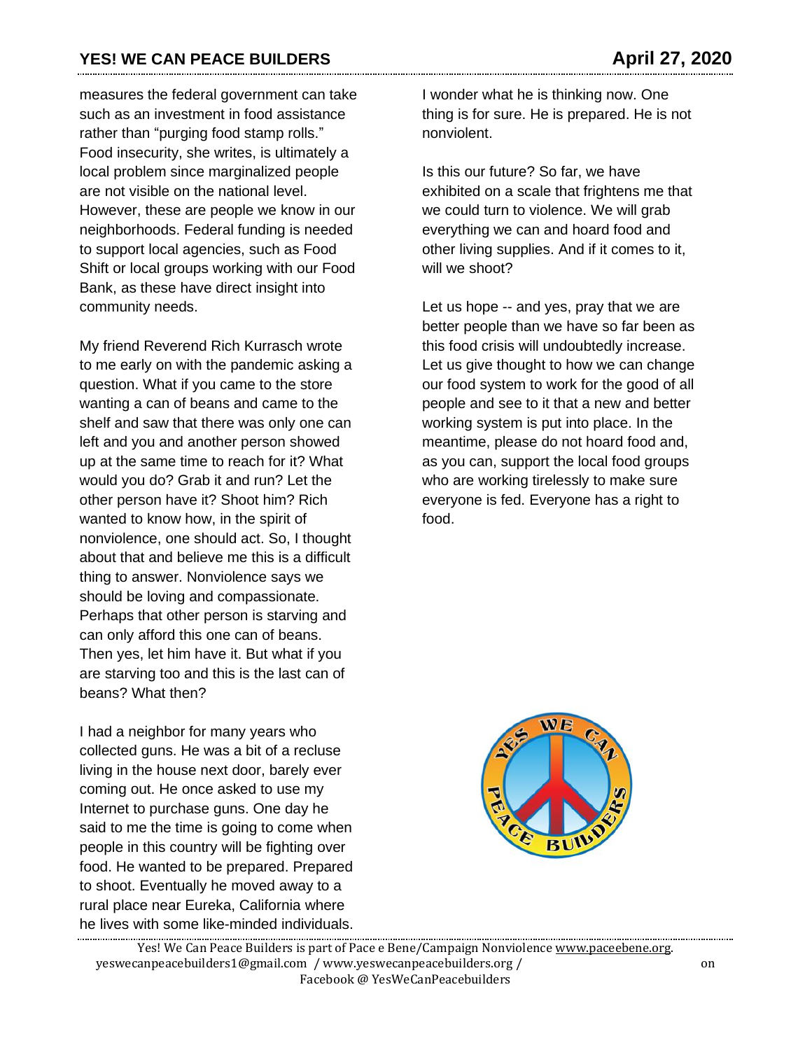measures the federal government can take such as an investment in food assistance rather than "purging food stamp rolls." Food insecurity, she writes, is ultimately a local problem since marginalized people are not visible on the national level. However, these are people we know in our neighborhoods. Federal funding is needed to support local agencies, such as Food Shift or local groups working with our Food Bank, as these have direct insight into community needs.

My friend Reverend Rich Kurrasch wrote to me early on with the pandemic asking a question. What if you came to the store wanting a can of beans and came to the shelf and saw that there was only one can left and you and another person showed up at the same time to reach for it? What would you do? Grab it and run? Let the other person have it? Shoot him? Rich wanted to know how, in the spirit of nonviolence, one should act. So, I thought about that and believe me this is a difficult thing to answer. Nonviolence says we should be loving and compassionate. Perhaps that other person is starving and can only afford this one can of beans. Then yes, let him have it. But what if you are starving too and this is the last can of beans? What then?

I had a neighbor for many years who collected guns. He was a bit of a recluse living in the house next door, barely ever coming out. He once asked to use my Internet to purchase guns. One day he said to me the time is going to come when people in this country will be fighting over food. He wanted to be prepared. Prepared to shoot. Eventually he moved away to a rural place near Eureka, California where he lives with some like-minded individuals. I wonder what he is thinking now. One thing is for sure. He is prepared. He is not nonviolent.

Is this our future? So far, we have exhibited on a scale that frightens me that we could turn to violence. We will grab everything we can and hoard food and other living supplies. And if it comes to it, will we shoot?

Let us hope -- and yes, pray that we are better people than we have so far been as this food crisis will undoubtedly increase. Let us give thought to how we can change our food system to work for the good of all people and see to it that a new and better working system is put into place. In the meantime, please do not hoard food and, as you can, support the local food groups who are working tirelessly to make sure everyone is fed. Everyone has a right to food.